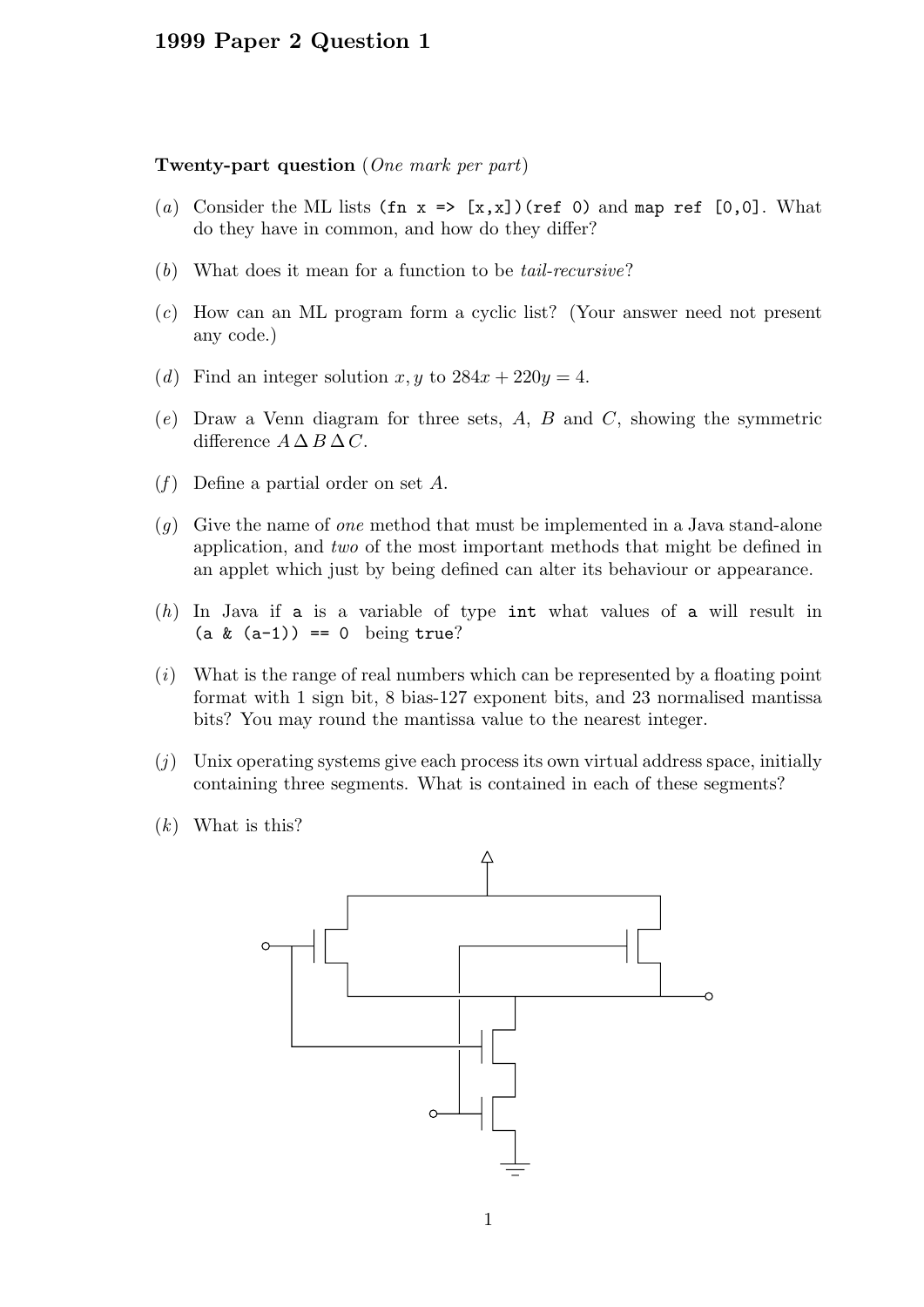# 1999 Paper 2 Question 1

**Twenty-part question** (*One mark per part*)

(*a*) Consider the ML lists `(fn x => [x,x])(ref 0)` and `map ref [0,0]`. What do they have in common, and how do they differ?

(*b*) What does it mean for a function to be *tail-recursive*?

(*c*) How can an ML program form a cyclic list? (Your answer need not present any code.)

(*d*) Find an integer solution $x, y$ to $284x + 220y = 4$.

(*e*) Draw a Venn diagram for three sets, $A$, $B$ and $C$, showing the symmetric difference $A \Delta B \Delta C$.

(*f*) Define a partial order on set $A$.

(*g*) Give the name of *one* method that must be implemented in a Java stand-alone application, and *two* of the most important methods that might be defined in an applet which just by being defined can alter its behaviour or appearance.

(*h*) In Java if `a` is a variable of type `int` what values of `a` will result in `(a & (a-1)) == 0` being `true`?

(*i*) What is the range of real numbers which can be represented by a floating point format with 1 sign bit, 8 bias-127 exponent bits, and 23 normalised mantissa bits? You may round the mantissa value to the nearest integer.

(*j*) Unix operating systems give each process its own virtual address space, initially containing three segments. What is contained in each of these segments?

(*k*) What is this?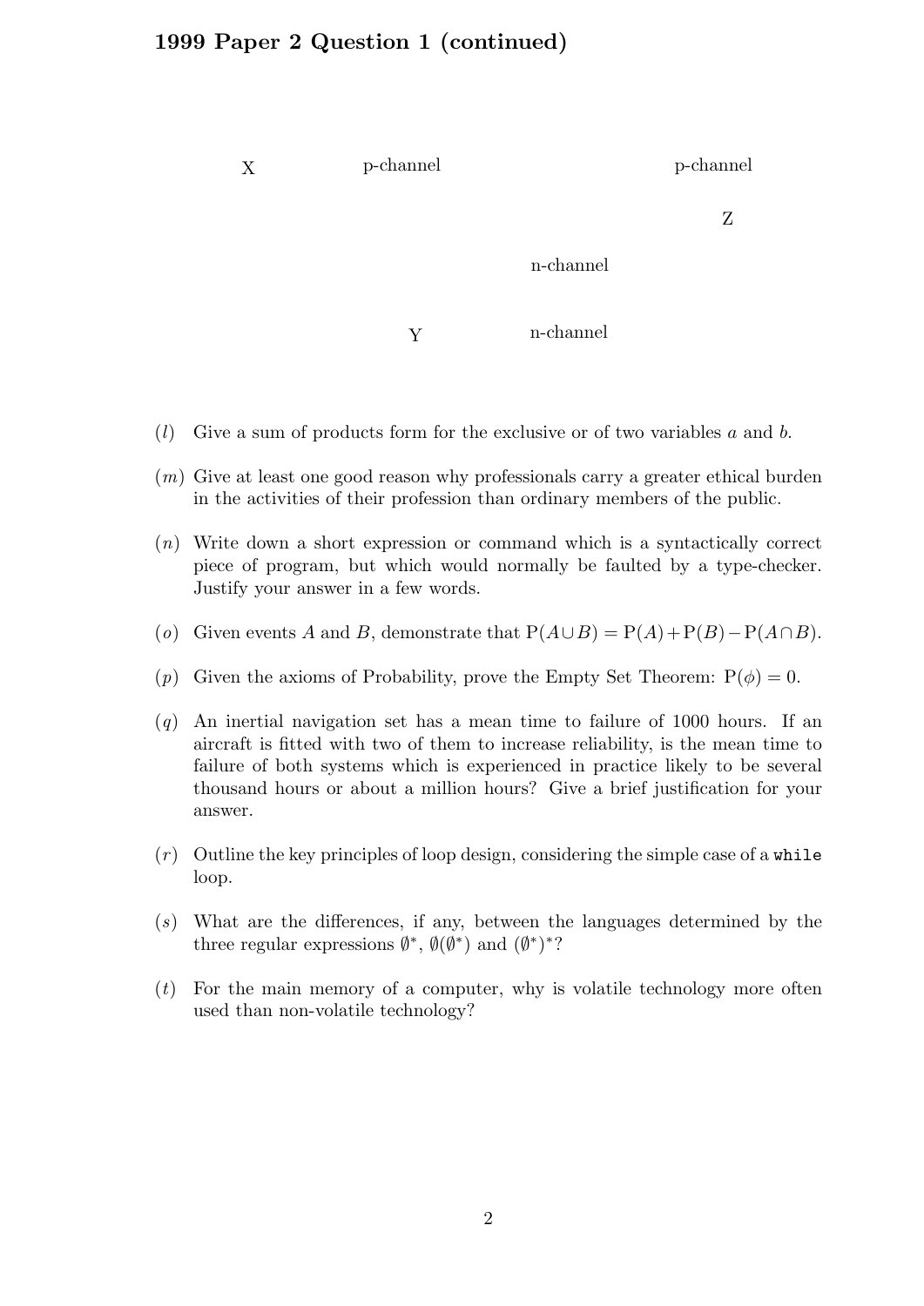## 1999 Paper 2 Question 1 (continued)

X

p-channel

p-channel

Z

n-channel

Y

n-channel

(*l*) Give a sum of products form for the exclusive or of two variables $a$ and $b$.

(*m*) Give at least one good reason why professionals carry a greater ethical burden in the activities of their profession than ordinary members of the public.

(*n*) Write down a short expression or command which is a syntactically correct piece of program, but which would normally be faulted by a type-checker. Justify your answer in a few words.

(*o*) Given events $A$ and $B$, demonstrate that $\mathrm{P}(A \cup B) = \mathrm{P}(A) + \mathrm{P}(B) - \mathrm{P}(A \cap B)$.

(*p*) Given the axioms of Probability, prove the Empty Set Theorem: $\mathrm{P}(\phi) = 0$.

(*q*) An inertial navigation set has a mean time to failure of 1000 hours. If an aircraft is fitted with two of them to increase reliability, is the mean time to failure of both systems which is experienced in practice likely to be several thousand hours or about a million hours? Give a brief justification for your answer.

(*r*) Outline the key principles of loop design, considering the simple case of a `while` loop.

(*s*) What are the differences, if any, between the languages determined by the three regular expressions $\emptyset^*$, $\emptyset(\emptyset^*)$ and $(\emptyset^*)^*$?

(*t*) For the main memory of a computer, why is volatile technology more often used than non-volatile technology?